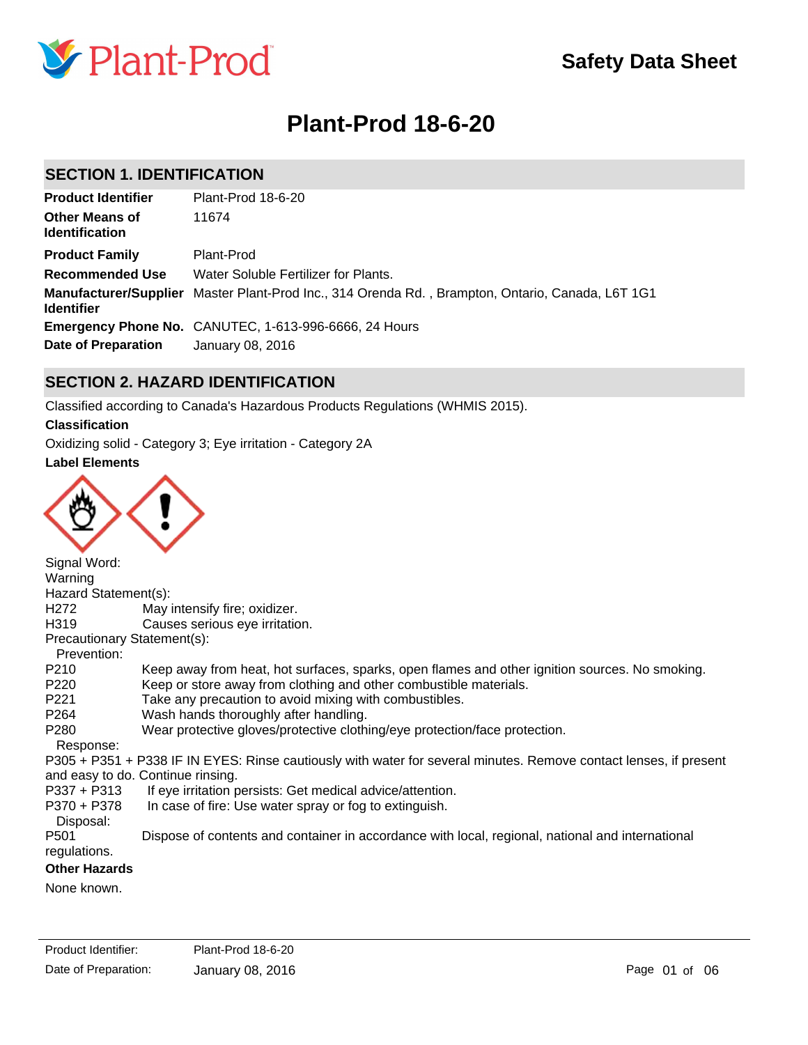# Plant-Prod

## Safety Data Sheet

# Plant-Prod 18-6-20

## SECTION 1. IDENTIFICATION

| | |
|---|---|
| **Product Identifier** | Plant-Prod 18-6-20 |
| **Other Means of Identification** | 11674 |
| **Product Family** | Plant-Prod |
| **Recommended Use** | Water Soluble Fertilizer for Plants. |
| **Manufacturer/Supplier Identifier** | Master Plant-Prod Inc., 314 Orenda Rd. , Brampton, Ontario, Canada, L6T 1G1 |
| **Emergency Phone No.** | CANUTEC, 1-613-996-6666, 24 Hours |
| **Date of Preparation** | January 08, 2016 |

## SECTION 2. HAZARD IDENTIFICATION

Classified according to Canada's Hazardous Products Regulations (WHMIS 2015).

**Classification**

Oxidizing solid - Category 3; Eye irritation - Category 2A

**Label Elements**

Signal Word:
Warning

Hazard Statement(s):

| | |
|---|---|
| H272 | May intensify fire; oxidizer. |
| H319 | Causes serious eye irritation. |

Precautionary Statement(s):

Prevention:

| | |
|---|---|
| P210 | Keep away from heat, hot surfaces, sparks, open flames and other ignition sources. No smoking. |
| P220 | Keep or store away from clothing and other combustible materials. |
| P221 | Take any precaution to avoid mixing with combustibles. |
| P264 | Wash hands thoroughly after handling. |
| P280 | Wear protective gloves/protective clothing/eye protection/face protection. |

Response:

P305 + P351 + P338 IF IN EYES: Rinse cautiously with water for several minutes. Remove contact lenses, if present and easy to do. Continue rinsing.

| | |
|---|---|
| P337 + P313 | If eye irritation persists: Get medical advice/attention. |
| P370 + P378 | In case of fire: Use water spray or fog to extinguish. |

Disposal:

P501 Dispose of contents and container in accordance with local, regional, national and international regulations.

**Other Hazards**

None known.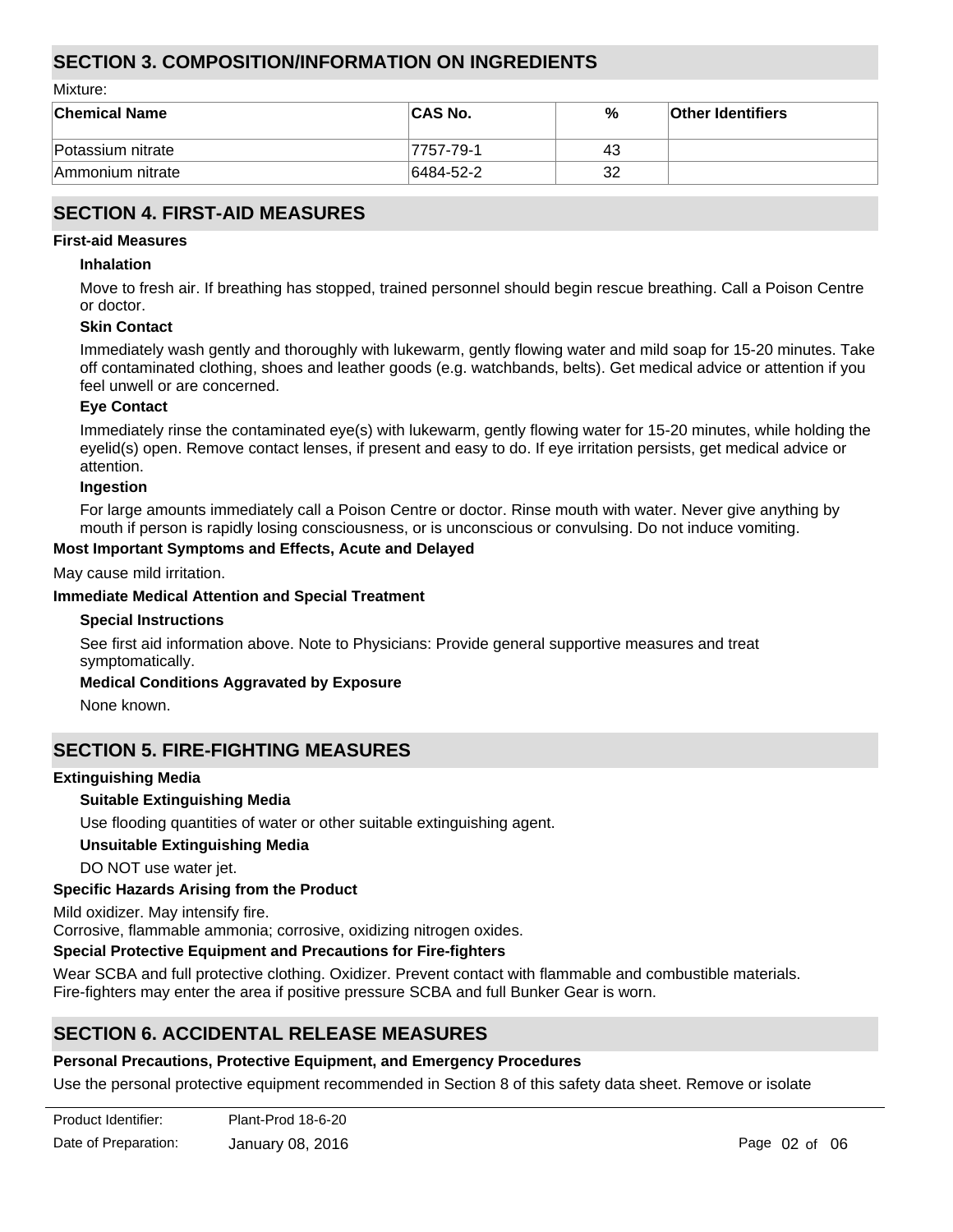## SECTION 3. COMPOSITION/INFORMATION ON INGREDIENTS

Mixture:

| Chemical Name | CAS No. | % | Other Identifiers |
|---|---|---|---|
| Potassium nitrate | 7757-79-1 | 43 | |
| Ammonium nitrate | 6484-52-2 | 32 | |

## SECTION 4. FIRST-AID MEASURES

**First-aid Measures**

**Inhalation**

Move to fresh air. If breathing has stopped, trained personnel should begin rescue breathing. Call a Poison Centre or doctor.

**Skin Contact**

Immediately wash gently and thoroughly with lukewarm, gently flowing water and mild soap for 15-20 minutes. Take off contaminated clothing, shoes and leather goods (e.g. watchbands, belts). Get medical advice or attention if you feel unwell or are concerned.

**Eye Contact**

Immediately rinse the contaminated eye(s) with lukewarm, gently flowing water for 15-20 minutes, while holding the eyelid(s) open. Remove contact lenses, if present and easy to do. If eye irritation persists, get medical advice or attention.

**Ingestion**

For large amounts immediately call a Poison Centre or doctor. Rinse mouth with water. Never give anything by mouth if person is rapidly losing consciousness, or is unconscious or convulsing. Do not induce vomiting.

**Most Important Symptoms and Effects, Acute and Delayed**

May cause mild irritation.

**Immediate Medical Attention and Special Treatment**

**Special Instructions**

See first aid information above. Note to Physicians: Provide general supportive measures and treat symptomatically.

**Medical Conditions Aggravated by Exposure**

None known.

## SECTION 5. FIRE-FIGHTING MEASURES

**Extinguishing Media**

**Suitable Extinguishing Media**

Use flooding quantities of water or other suitable extinguishing agent.

**Unsuitable Extinguishing Media**

DO NOT use water jet.

**Specific Hazards Arising from the Product**

Mild oxidizer. May intensify fire.
Corrosive, flammable ammonia; corrosive, oxidizing nitrogen oxides.

**Special Protective Equipment and Precautions for Fire-fighters**

Wear SCBA and full protective clothing. Oxidizer. Prevent contact with flammable and combustible materials.
Fire-fighters may enter the area if positive pressure SCBA and full Bunker Gear is worn.

## SECTION 6. ACCIDENTAL RELEASE MEASURES

**Personal Precautions, Protective Equipment, and Emergency Procedures**

Use the personal protective equipment recommended in Section 8 of this safety data sheet. Remove or isolate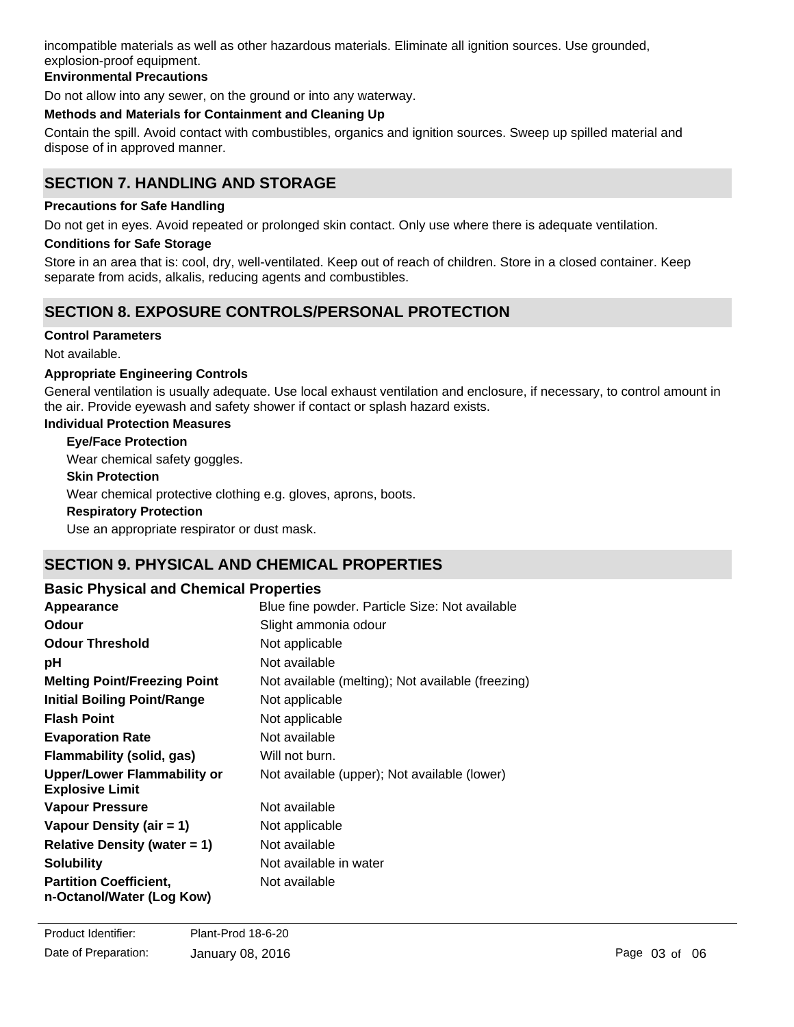incompatible materials as well as other hazardous materials. Eliminate all ignition sources. Use grounded, explosion-proof equipment.

**Environmental Precautions**

Do not allow into any sewer, on the ground or into any waterway.

**Methods and Materials for Containment and Cleaning Up**

Contain the spill. Avoid contact with combustibles, organics and ignition sources. Sweep up spilled material and dispose of in approved manner.

## SECTION 7. HANDLING AND STORAGE

**Precautions for Safe Handling**

Do not get in eyes. Avoid repeated or prolonged skin contact. Only use where there is adequate ventilation.

**Conditions for Safe Storage**

Store in an area that is: cool, dry, well-ventilated. Keep out of reach of children. Store in a closed container. Keep separate from acids, alkalis, reducing agents and combustibles.

## SECTION 8. EXPOSURE CONTROLS/PERSONAL PROTECTION

**Control Parameters**

Not available.

**Appropriate Engineering Controls**

General ventilation is usually adequate. Use local exhaust ventilation and enclosure, if necessary, to control amount in the air. Provide eyewash and safety shower if contact or splash hazard exists.

**Individual Protection Measures**

**Eye/Face Protection**

Wear chemical safety goggles.

**Skin Protection**

Wear chemical protective clothing e.g. gloves, aprons, boots.

**Respiratory Protection**

Use an appropriate respirator or dust mask.

## SECTION 9. PHYSICAL AND CHEMICAL PROPERTIES

### Basic Physical and Chemical Properties

| Property | Value |
|---|---|
| **Appearance** | Blue fine powder. Particle Size: Not available |
| **Odour** | Slight ammonia odour |
| **Odour Threshold** | Not applicable |
| **pH** | Not available |
| **Melting Point/Freezing Point** | Not available (melting); Not available (freezing) |
| **Initial Boiling Point/Range** | Not applicable |
| **Flash Point** | Not applicable |
| **Evaporation Rate** | Not available |
| **Flammability (solid, gas)** | Will not burn. |
| **Upper/Lower Flammability or Explosive Limit** | Not available (upper); Not available (lower) |
| **Vapour Pressure** | Not available |
| **Vapour Density (air = 1)** | Not applicable |
| **Relative Density (water = 1)** | Not available |
| **Solubility** | Not available in water |
| **Partition Coefficient, n-Octanol/Water (Log Kow)** | Not available |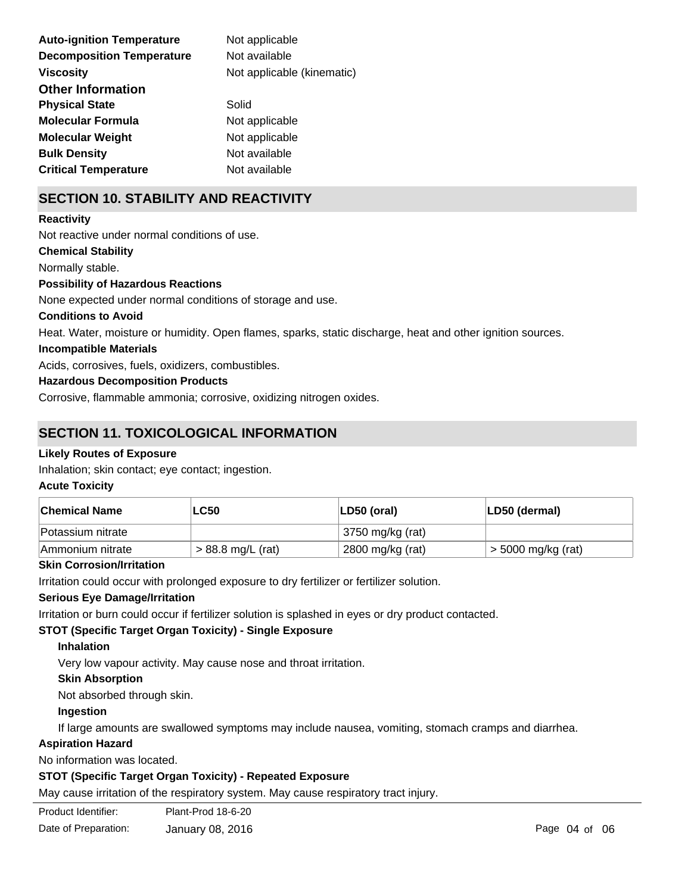**Auto-ignition Temperature** Not applicable

**Decomposition Temperature** Not available

**Viscosity** Not applicable (kinematic)

### Other Information

**Physical State** Solid

**Molecular Formula** Not applicable

**Molecular Weight** Not applicable

**Bulk Density** Not available

**Critical Temperature** Not available

## SECTION 10. STABILITY AND REACTIVITY

**Reactivity**

Not reactive under normal conditions of use.

**Chemical Stability**

Normally stable.

**Possibility of Hazardous Reactions**

None expected under normal conditions of storage and use.

**Conditions to Avoid**

Heat. Water, moisture or humidity. Open flames, sparks, static discharge, heat and other ignition sources.

**Incompatible Materials**

Acids, corrosives, fuels, oxidizers, combustibles.

**Hazardous Decomposition Products**

Corrosive, flammable ammonia; corrosive, oxidizing nitrogen oxides.

## SECTION 11. TOXICOLOGICAL INFORMATION

**Likely Routes of Exposure**

Inhalation; skin contact; eye contact; ingestion.

**Acute Toxicity**

| Chemical Name | LC50 | LD50 (oral) | LD50 (dermal) |
| --- | --- | --- | --- |
| Potassium nitrate | | 3750 mg/kg (rat) | |
| Ammonium nitrate | > 88.8 mg/L (rat) | 2800 mg/kg (rat) | > 5000 mg/kg (rat) |

**Skin Corrosion/Irritation**

Irritation could occur with prolonged exposure to dry fertilizer or fertilizer solution.

**Serious Eye Damage/Irritation**

Irritation or burn could occur if fertilizer solution is splashed in eyes or dry product contacted.

**STOT (Specific Target Organ Toxicity) - Single Exposure**

**Inhalation**

Very low vapour activity. May cause nose and throat irritation.

**Skin Absorption**

Not absorbed through skin.

**Ingestion**

If large amounts are swallowed symptoms may include nausea, vomiting, stomach cramps and diarrhea.

**Aspiration Hazard**

No information was located.

**STOT (Specific Target Organ Toxicity) - Repeated Exposure**

May cause irritation of the respiratory system. May cause respiratory tract injury.

Product Identifier: Plant-Prod 18-6-20

Date of Preparation: January 08, 2016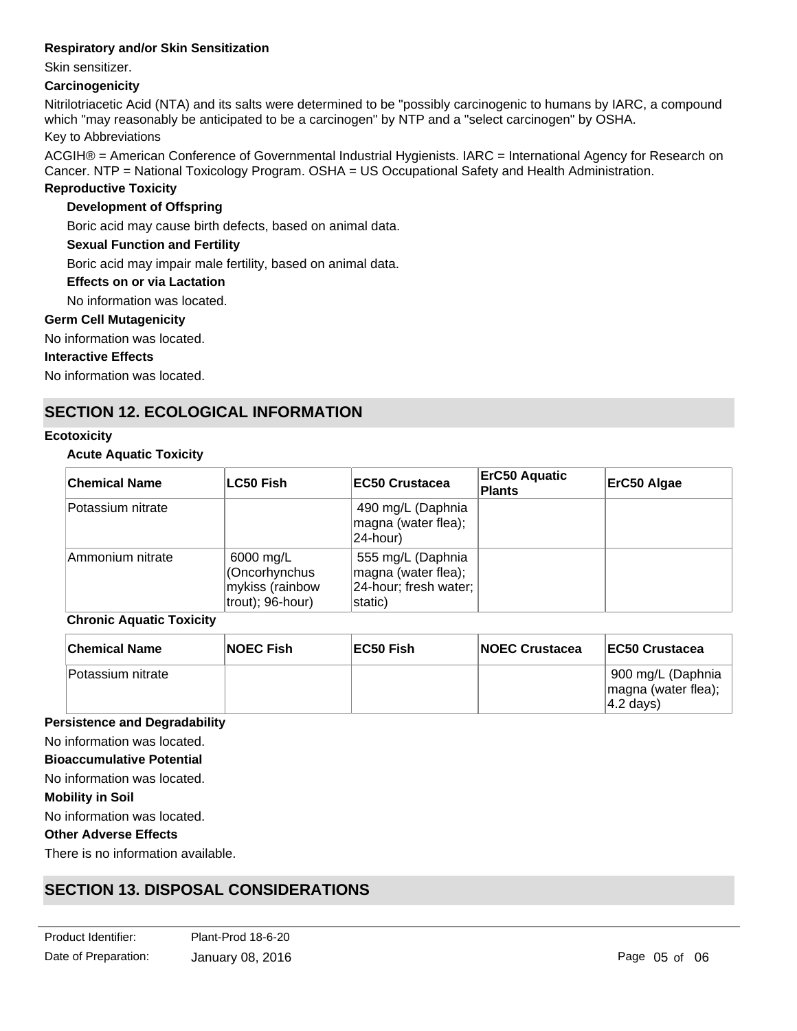**Respiratory and/or Skin Sensitization**

Skin sensitizer.

**Carcinogenicity**

Nitrilotriacetic Acid (NTA) and its salts were determined to be "possibly carcinogenic to humans by IARC, a compound which "may reasonably be anticipated to be a carcinogen" by NTP and a "select carcinogen" by OSHA.

Key to Abbreviations

ACGIH® = American Conference of Governmental Industrial Hygienists. IARC = International Agency for Research on Cancer. NTP = National Toxicology Program. OSHA = US Occupational Safety and Health Administration.

**Reproductive Toxicity**

**Development of Offspring**

Boric acid may cause birth defects, based on animal data.

**Sexual Function and Fertility**

Boric acid may impair male fertility, based on animal data.

**Effects on or via Lactation**

No information was located.

**Germ Cell Mutagenicity**

No information was located.

**Interactive Effects**

No information was located.

## SECTION 12. ECOLOGICAL INFORMATION

**Ecotoxicity**

**Acute Aquatic Toxicity**

| Chemical Name | LC50 Fish | EC50 Crustacea | ErC50 Aquatic Plants | ErC50 Algae |
|---|---|---|---|---|
| Potassium nitrate | | 490 mg/L (Daphnia magna (water flea); 24-hour) | | |
| Ammonium nitrate | 6000 mg/L (Oncorhynchus mykiss (rainbow trout); 96-hour) | 555 mg/L (Daphnia magna (water flea); 24-hour; fresh water; static) | | |

**Chronic Aquatic Toxicity**

| Chemical Name | NOEC Fish | EC50 Fish | NOEC Crustacea | EC50 Crustacea |
|---|---|---|---|---|
| Potassium nitrate | | | | 900 mg/L (Daphnia magna (water flea); 4.2 days) |

**Persistence and Degradability**

No information was located.

**Bioaccumulative Potential**

No information was located.

**Mobility in Soil**

No information was located.

**Other Adverse Effects**

There is no information available.

## SECTION 13. DISPOSAL CONSIDERATIONS

| Product Identifier: | Plant-Prod 18-6-20 |
|---|---|
| Date of Preparation: | January 08, 2016 |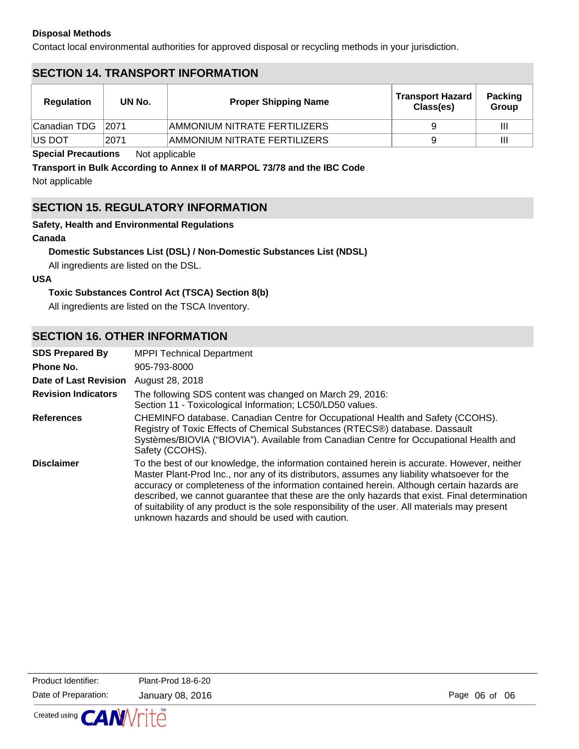**Disposal Methods**

Contact local environmental authorities for approved disposal or recycling methods in your jurisdiction.

## SECTION 14. TRANSPORT INFORMATION

| Regulation | UN No. | Proper Shipping Name | Transport Hazard Class(es) | Packing Group |
|---|---|---|---|---|
| Canadian TDG | 2071 | AMMONIUM NITRATE FERTILIZERS | 9 | III |
| US DOT | 2071 | AMMONIUM NITRATE FERTILIZERS | 9 | III |

**Special Precautions** Not applicable

**Transport in Bulk According to Annex II of MARPOL 73/78 and the IBC Code**

Not applicable

## SECTION 15. REGULATORY INFORMATION

**Safety, Health and Environmental Regulations**

**Canada**

**Domestic Substances List (DSL) / Non-Domestic Substances List (NDSL)**

All ingredients are listed on the DSL.

**USA**

**Toxic Substances Control Act (TSCA) Section 8(b)**

All ingredients are listed on the TSCA Inventory.

## SECTION 16. OTHER INFORMATION

**SDS Prepared By** MPPI Technical Department

**Phone No.** 905-793-8000

**Date of Last Revision** August 28, 2018

**Revision Indicators** The following SDS content was changed on March 29, 2016:
Section 11 - Toxicological Information; LC50/LD50 values.

**References** CHEMINFO database. Canadian Centre for Occupational Health and Safety (CCOHS). Registry of Toxic Effects of Chemical Substances (RTECS®) database. Dassault Systèmes/BIOVIA ("BIOVIA"). Available from Canadian Centre for Occupational Health and Safety (CCOHS).

**Disclaimer** To the best of our knowledge, the information contained herein is accurate. However, neither Master Plant-Prod Inc., nor any of its distributors, assumes any liability whatsoever for the accuracy or completeness of the information contained herein. Although certain hazards are described, we cannot guarantee that these are the only hazards that exist. Final determination of suitability of any product is the sole responsibility of the user. All materials may present unknown hazards and should be used with caution.